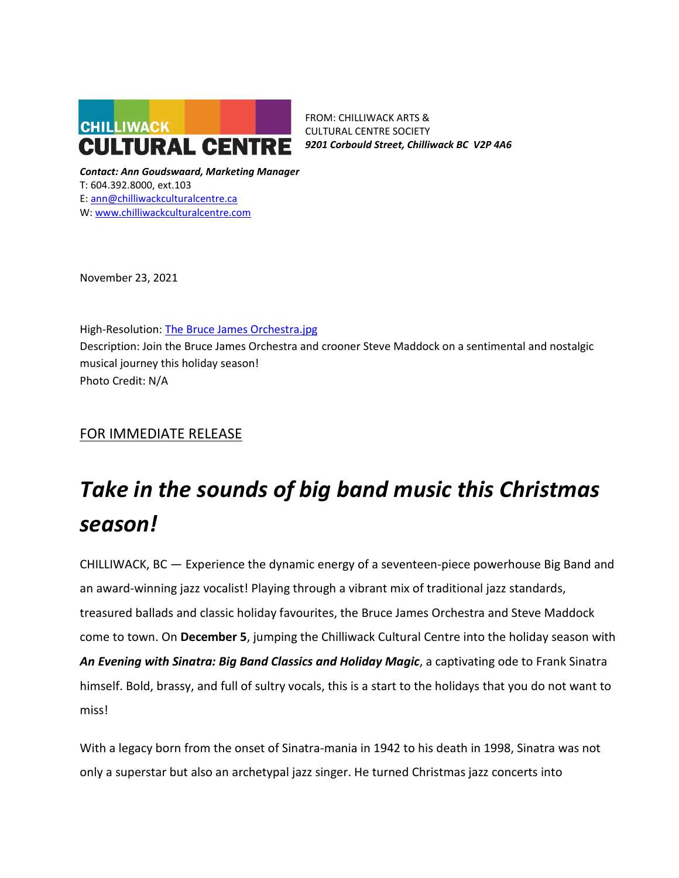CHILLIWACK CULTURAL CENTRE

FROM: CHILLIWACK ARTS & CULTURAL CENTRE SOCIETY
***9201 Corbould Street, Chilliwack BC V2P 4A6***

***Contact: Ann Goudswaard, Marketing Manager***
T: 604.392.8000, ext.103
E: [ann@chilliwackculturalcentre.ca](mailto:ann@chilliwackculturalcentre.ca)
W: [www.chilliwackculturalcentre.com](http://www.chilliwackculturalcentre.com)

November 23, 2021

High-Resolution: [The Bruce James Orchestra.jpg]()
Description: Join the Bruce James Orchestra and crooner Steve Maddock on a sentimental and nostalgic musical journey this holiday season!
Photo Credit: N/A

FOR IMMEDIATE RELEASE

# *Take in the sounds of big band music this Christmas season!*

CHILLIWACK, BC — Experience the dynamic energy of a seventeen-piece powerhouse Big Band and an award-winning jazz vocalist! Playing through a vibrant mix of traditional jazz standards, treasured ballads and classic holiday favourites, the Bruce James Orchestra and Steve Maddock come to town. On **December 5**, jumping the Chilliwack Cultural Centre into the holiday season with ***An Evening with Sinatra: Big Band Classics and Holiday Magic***, a captivating ode to Frank Sinatra himself. Bold, brassy, and full of sultry vocals, this is a start to the holidays that you do not want to miss!

With a legacy born from the onset of Sinatra-mania in 1942 to his death in 1998, Sinatra was not only a superstar but also an archetypal jazz singer. He turned Christmas jazz concerts into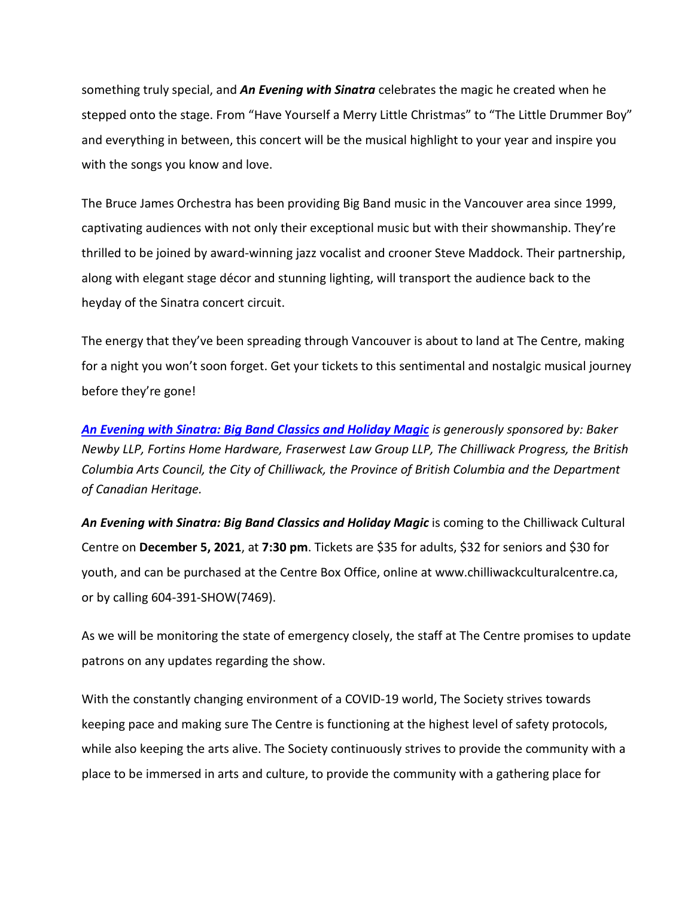something truly special, and ***An Evening with Sinatra*** celebrates the magic he created when he stepped onto the stage. From "Have Yourself a Merry Little Christmas" to "The Little Drummer Boy" and everything in between, this concert will be the musical highlight to your year and inspire you with the songs you know and love.

The Bruce James Orchestra has been providing Big Band music in the Vancouver area since 1999, captivating audiences with not only their exceptional music but with their showmanship. They're thrilled to be joined by award-winning jazz vocalist and crooner Steve Maddock. Their partnership, along with elegant stage décor and stunning lighting, will transport the audience back to the heyday of the Sinatra concert circuit.

The energy that they've been spreading through Vancouver is about to land at The Centre, making for a night you won't soon forget. Get your tickets to this sentimental and nostalgic musical journey before they're gone!

***An Evening with Sinatra: Big Band Classics and Holiday Magic*** *is generously sponsored by: Baker Newby LLP, Fortins Home Hardware, Fraserwest Law Group LLP, The Chilliwack Progress, the British Columbia Arts Council, the City of Chilliwack, the Province of British Columbia and the Department of Canadian Heritage.*

***An Evening with Sinatra: Big Band Classics and Holiday Magic*** is coming to the Chilliwack Cultural Centre on **December 5, 2021**, at **7:30 pm**. Tickets are $35 for adults, $32 for seniors and $30 for youth, and can be purchased at the Centre Box Office, online at www.chilliwackculturalcentre.ca, or by calling 604-391-SHOW(7469).

As we will be monitoring the state of emergency closely, the staff at The Centre promises to update patrons on any updates regarding the show.

With the constantly changing environment of a COVID-19 world, The Society strives towards keeping pace and making sure The Centre is functioning at the highest level of safety protocols, while also keeping the arts alive. The Society continuously strives to provide the community with a place to be immersed in arts and culture, to provide the community with a gathering place for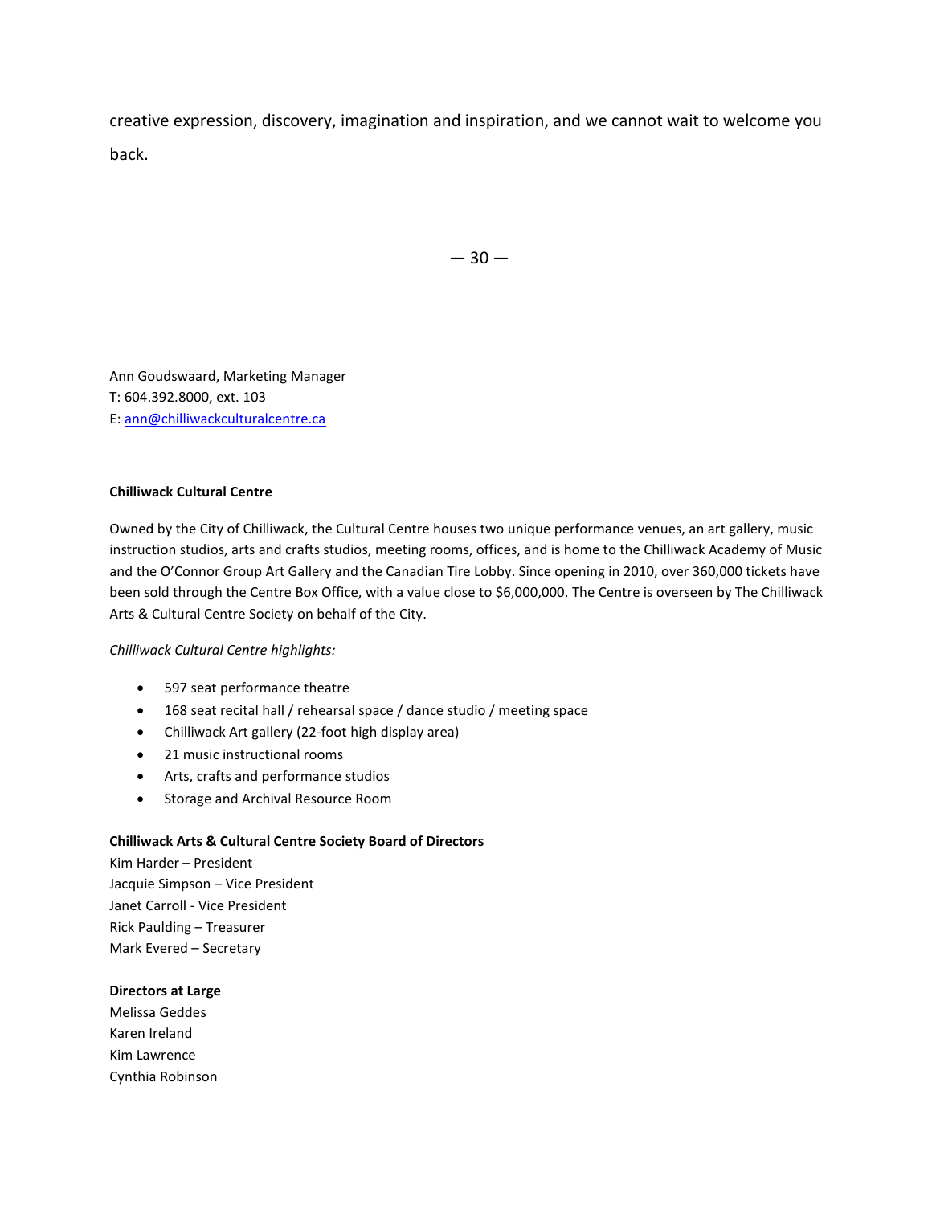creative expression, discovery, imagination and inspiration, and we cannot wait to welcome you back.

— 30 —

Ann Goudswaard, Marketing Manager
T: 604.392.8000, ext. 103
E: ann@chilliwackculturalcentre.ca

**Chilliwack Cultural Centre**

Owned by the City of Chilliwack, the Cultural Centre houses two unique performance venues, an art gallery, music instruction studios, arts and crafts studios, meeting rooms, offices, and is home to the Chilliwack Academy of Music and the O'Connor Group Art Gallery and the Canadian Tire Lobby. Since opening in 2010, over 360,000 tickets have been sold through the Centre Box Office, with a value close to $6,000,000. The Centre is overseen by The Chilliwack Arts & Cultural Centre Society on behalf of the City.

*Chilliwack Cultural Centre highlights:*

- 597 seat performance theatre
- 168 seat recital hall / rehearsal space / dance studio / meeting space
- Chilliwack Art gallery (22-foot high display area)
- 21 music instructional rooms
- Arts, crafts and performance studios
- Storage and Archival Resource Room

**Chilliwack Arts & Cultural Centre Society Board of Directors**
Kim Harder – President
Jacquie Simpson – Vice President
Janet Carroll - Vice President
Rick Paulding – Treasurer
Mark Evered – Secretary

**Directors at Large**
Melissa Geddes
Karen Ireland
Kim Lawrence
Cynthia Robinson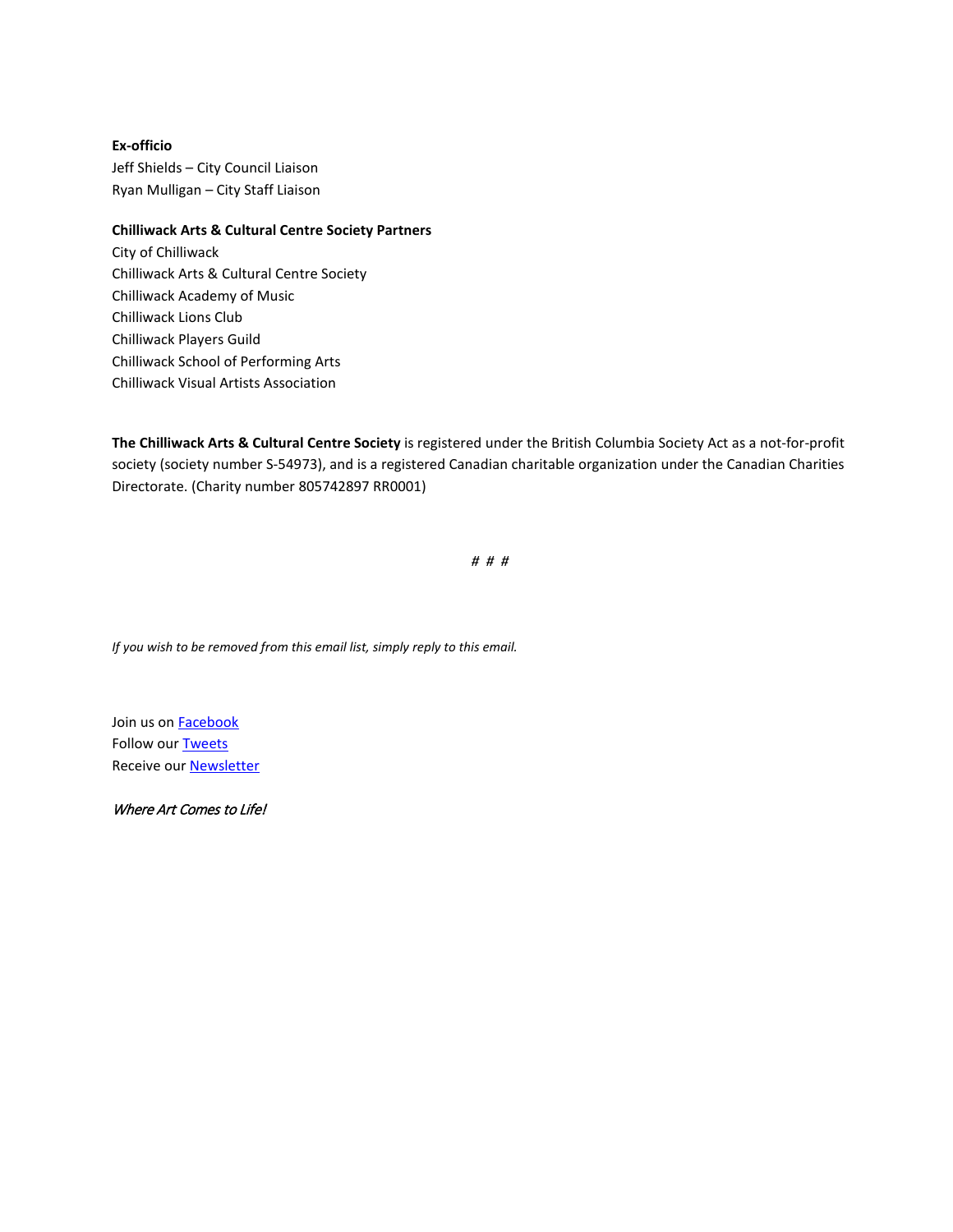**Ex-officio**
Jeff Shields – City Council Liaison
Ryan Mulligan – City Staff Liaison

**Chilliwack Arts & Cultural Centre Society Partners**
City of Chilliwack
Chilliwack Arts & Cultural Centre Society
Chilliwack Academy of Music
Chilliwack Lions Club
Chilliwack Players Guild
Chilliwack School of Performing Arts
Chilliwack Visual Artists Association

**The Chilliwack Arts & Cultural Centre Society** is registered under the British Columbia Society Act as a not-for-profit society (society number S-54973), and is a registered Canadian charitable organization under the Canadian Charities Directorate. (Charity number 805742897 RR0001)

*# # #*

*If you wish to be removed from this email list, simply reply to this email.*

Join us on Facebook
Follow our Tweets
Receive our Newsletter

*Where Art Comes to Life!*